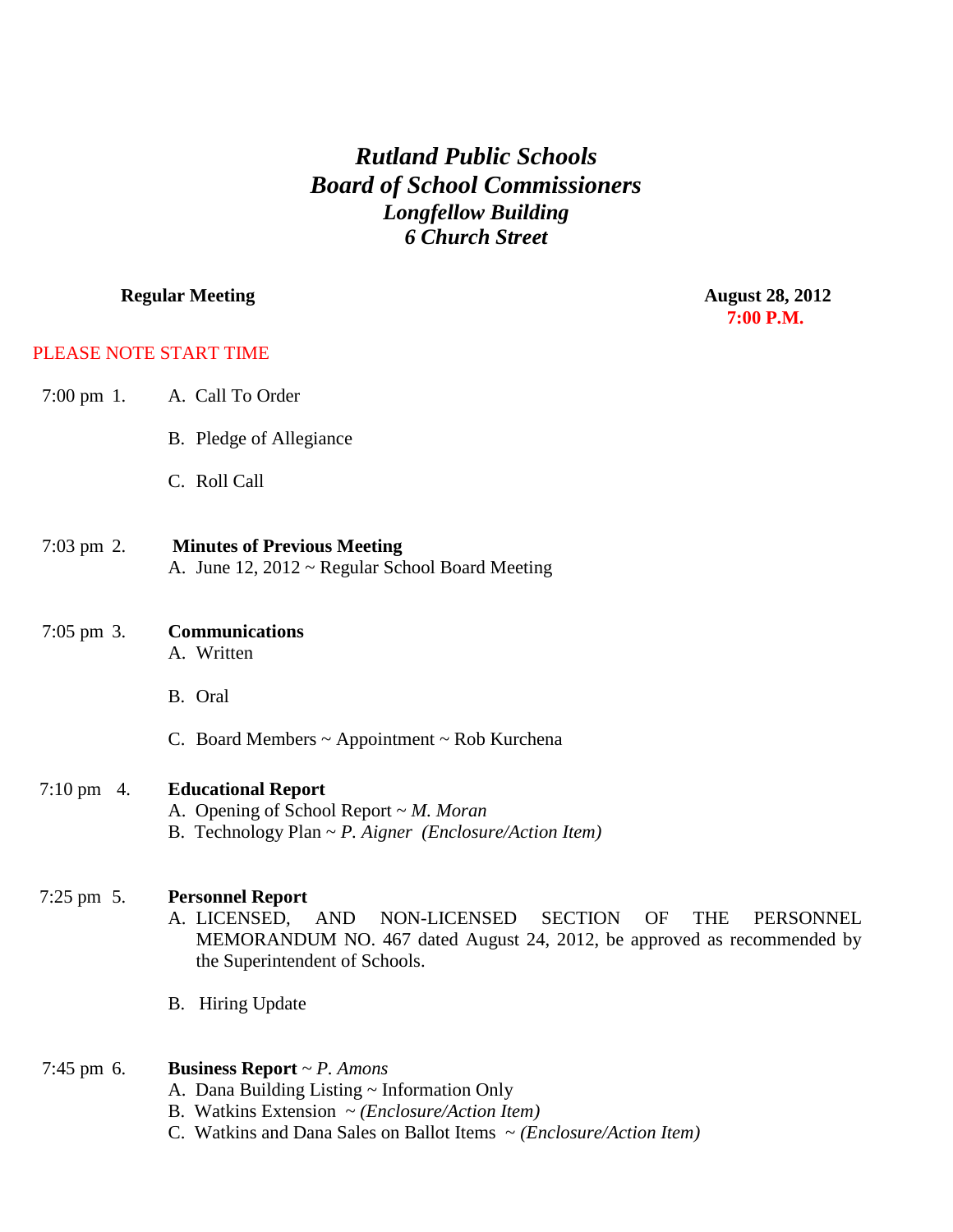# *Rutland Public Schools*
# *Board of School Commissioners*
### *Longfellow Building*
### *6 Church Street*

**Regular Meeting** **August 28, 2012**
**7:00 P.M.**

PLEASE NOTE START TIME

7:00 pm 1. A. Call To Order

B. Pledge of Allegiance

C. Roll Call

7:03 pm 2. **Minutes of Previous Meeting**
A. June 12, 2012 ~ Regular School Board Meeting

7:05 pm 3. **Communications**
A. Written

B. Oral

C. Board Members ~ Appointment ~ Rob Kurchena

7:10 pm 4. **Educational Report**
A. Opening of School Report ~ *M. Moran*
B. Technology Plan ~ *P. Aigner (Enclosure/Action Item)*

7:25 pm 5. **Personnel Report**
A. LICENSED, AND NON-LICENSED SECTION OF THE PERSONNEL MEMORANDUM NO. 467 dated August 24, 2012, be approved as recommended by the Superintendent of Schools.

B. Hiring Update

7:45 pm 6. **Business Report** ~ *P. Amons*
A. Dana Building Listing ~ Information Only
B. Watkins Extension ~ *(Enclosure/Action Item)*
C. Watkins and Dana Sales on Ballot Items ~ *(Enclosure/Action Item)*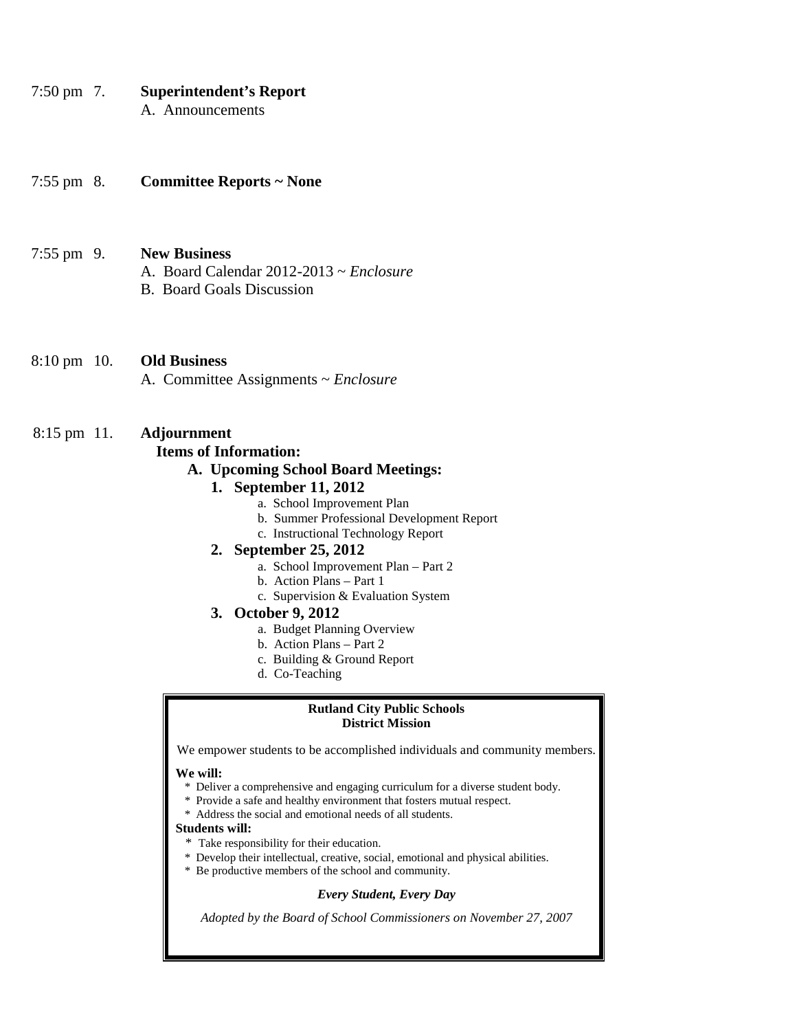7:50 pm 7. **Superintendent's Report**

A. Announcements

7:55 pm 8. **Committee Reports ~ None**

7:55 pm 9. **New Business**

A. Board Calendar 2012-2013 ~ *Enclosure*

B. Board Goals Discussion

8:10 pm 10. **Old Business**

A. Committee Assignments ~ *Enclosure*

8:15 pm 11. **Adjournment**

**Items of Information:**

**A. Upcoming School Board Meetings:**

**1. September 11, 2012**

a. School Improvement Plan

b. Summer Professional Development Report

c. Instructional Technology Report

**2. September 25, 2012**

a. School Improvement Plan – Part 2

b. Action Plans – Part 1

c. Supervision & Evaluation System

**3. October 9, 2012**

a. Budget Planning Overview

b. Action Plans – Part 2

c. Building & Ground Report

d. Co-Teaching

**Rutland City Public Schools**
**District Mission**

We empower students to be accomplished individuals and community members.

**We will:**

* Deliver a comprehensive and engaging curriculum for a diverse student body.
* Provide a safe and healthy environment that fosters mutual respect.
* Address the social and emotional needs of all students.

**Students will:**

* Take responsibility for their education.
* Develop their intellectual, creative, social, emotional and physical abilities.
* Be productive members of the school and community.

***Every Student, Every Day***

*Adopted by the Board of School Commissioners on November 27, 2007*